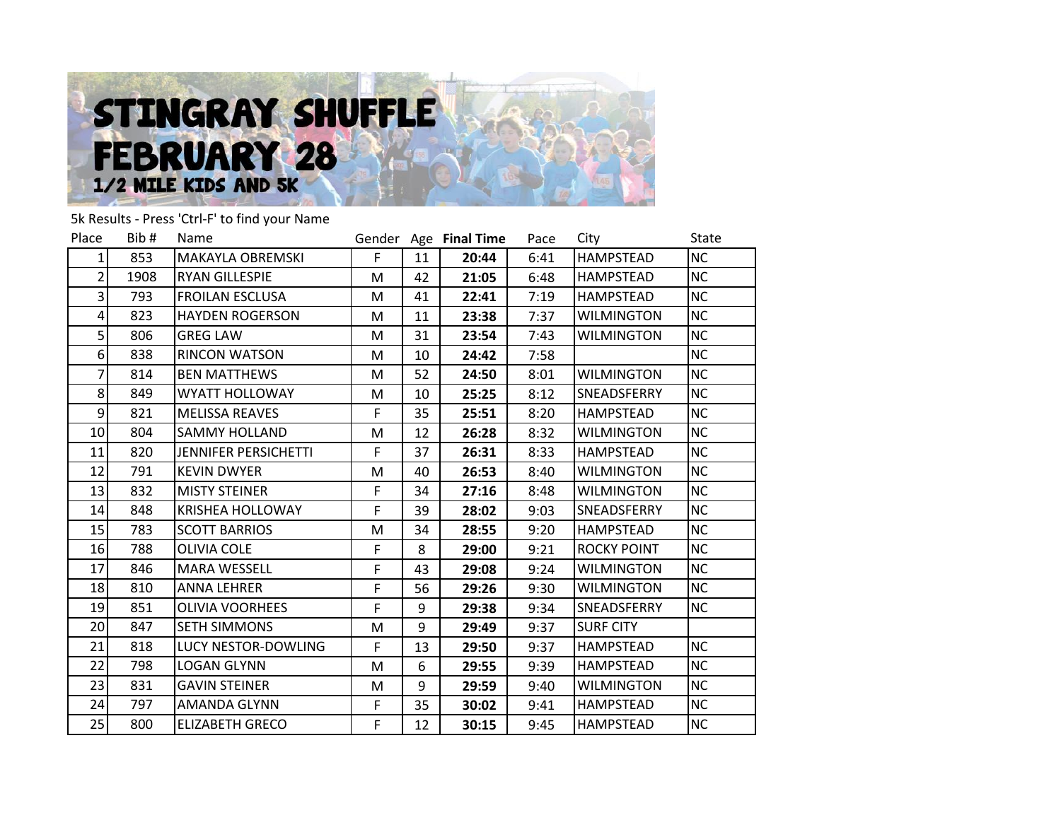# STINGRAY SHUFFLE FEBRUARY 28

## 1/2 MILE KIDS AND 5K

5k Results - Press 'Ctrl-F' to find your Name

| Place | Bib # | Name | Gender | Age | Final Time | Pace | City | State |
|---|---|---|---|---|---|---|---|---|
| 1 | 853 | MAKAYLA OBREMSKI | F | 11 | **20:44** | 6:41 | HAMPSTEAD | NC |
| 2 | 1908 | RYAN GILLESPIE | M | 42 | **21:05** | 6:48 | HAMPSTEAD | NC |
| 3 | 793 | FROILAN ESCLUSA | M | 41 | **22:41** | 7:19 | HAMPSTEAD | NC |
| 4 | 823 | HAYDEN ROGERSON | M | 11 | **23:38** | 7:37 | WILMINGTON | NC |
| 5 | 806 | GREG LAW | M | 31 | **23:54** | 7:43 | WILMINGTON | NC |
| 6 | 838 | RINCON WATSON | M | 10 | **24:42** | 7:58 | | NC |
| 7 | 814 | BEN MATTHEWS | M | 52 | **24:50** | 8:01 | WILMINGTON | NC |
| 8 | 849 | WYATT HOLLOWAY | M | 10 | **25:25** | 8:12 | SNEADSFERRY | NC |
| 9 | 821 | MELISSA REAVES | F | 35 | **25:51** | 8:20 | HAMPSTEAD | NC |
| 10 | 804 | SAMMY HOLLAND | M | 12 | **26:28** | 8:32 | WILMINGTON | NC |
| 11 | 820 | JENNIFER PERSICHETTI | F | 37 | **26:31** | 8:33 | HAMPSTEAD | NC |
| 12 | 791 | KEVIN DWYER | M | 40 | **26:53** | 8:40 | WILMINGTON | NC |
| 13 | 832 | MISTY STEINER | F | 34 | **27:16** | 8:48 | WILMINGTON | NC |
| 14 | 848 | KRISHEA HOLLOWAY | F | 39 | **28:02** | 9:03 | SNEADSFERRY | NC |
| 15 | 783 | SCOTT BARRIOS | M | 34 | **28:55** | 9:20 | HAMPSTEAD | NC |
| 16 | 788 | OLIVIA COLE | F | 8 | **29:00** | 9:21 | ROCKY POINT | NC |
| 17 | 846 | MARA WESSELL | F | 43 | **29:08** | 9:24 | WILMINGTON | NC |
| 18 | 810 | ANNA LEHRER | F | 56 | **29:26** | 9:30 | WILMINGTON | NC |
| 19 | 851 | OLIVIA VOORHEES | F | 9 | **29:38** | 9:34 | SNEADSFERRY | NC |
| 20 | 847 | SETH SIMMONS | M | 9 | **29:49** | 9:37 | SURF CITY | |
| 21 | 818 | LUCY NESTOR-DOWLING | F | 13 | **29:50** | 9:37 | HAMPSTEAD | NC |
| 22 | 798 | LOGAN GLYNN | M | 6 | **29:55** | 9:39 | HAMPSTEAD | NC |
| 23 | 831 | GAVIN STEINER | M | 9 | **29:59** | 9:40 | WILMINGTON | NC |
| 24 | 797 | AMANDA GLYNN | F | 35 | **30:02** | 9:41 | HAMPSTEAD | NC |
| 25 | 800 | ELIZABETH GRECO | F | 12 | **30:15** | 9:45 | HAMPSTEAD | NC |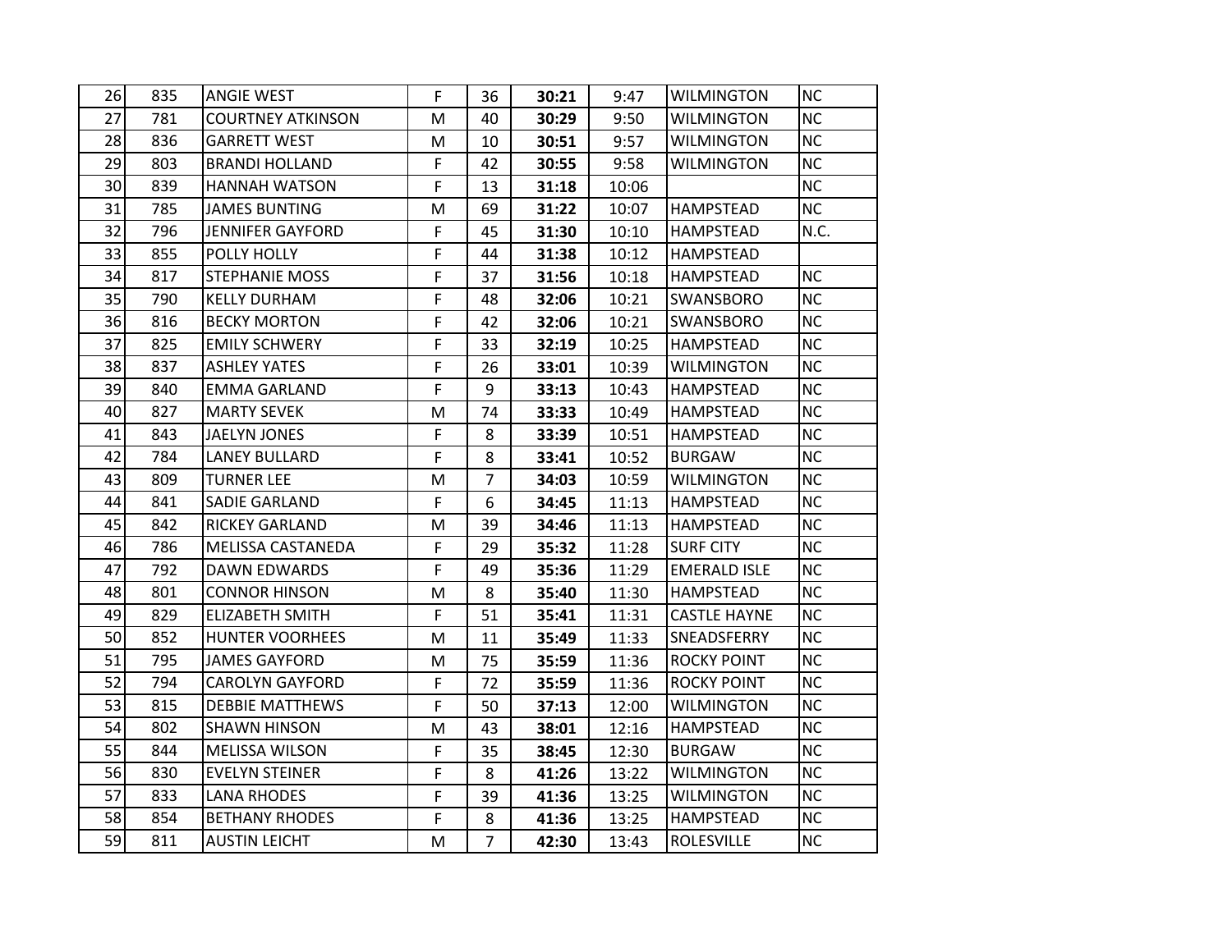| | | | | | | | | |
|---|---|---|---|---|---|---|---|---|
| 26 | 835 | ANGIE WEST | F | 36 | **30:21** | 9:47 | WILMINGTON | NC |
| 27 | 781 | COURTNEY ATKINSON | M | 40 | **30:29** | 9:50 | WILMINGTON | NC |
| 28 | 836 | GARRETT WEST | M | 10 | **30:51** | 9:57 | WILMINGTON | NC |
| 29 | 803 | BRANDI HOLLAND | F | 42 | **30:55** | 9:58 | WILMINGTON | NC |
| 30 | 839 | HANNAH WATSON | F | 13 | **31:18** | 10:06 | | NC |
| 31 | 785 | JAMES BUNTING | M | 69 | **31:22** | 10:07 | HAMPSTEAD | NC |
| 32 | 796 | JENNIFER GAYFORD | F | 45 | **31:30** | 10:10 | HAMPSTEAD | N.C. |
| 33 | 855 | POLLY HOLLY | F | 44 | **31:38** | 10:12 | HAMPSTEAD | |
| 34 | 817 | STEPHANIE MOSS | F | 37 | **31:56** | 10:18 | HAMPSTEAD | NC |
| 35 | 790 | KELLY DURHAM | F | 48 | **32:06** | 10:21 | SWANSBORO | NC |
| 36 | 816 | BECKY MORTON | F | 42 | **32:06** | 10:21 | SWANSBORO | NC |
| 37 | 825 | EMILY SCHWERY | F | 33 | **32:19** | 10:25 | HAMPSTEAD | NC |
| 38 | 837 | ASHLEY YATES | F | 26 | **33:01** | 10:39 | WILMINGTON | NC |
| 39 | 840 | EMMA GARLAND | F | 9 | **33:13** | 10:43 | HAMPSTEAD | NC |
| 40 | 827 | MARTY SEVEK | M | 74 | **33:33** | 10:49 | HAMPSTEAD | NC |
| 41 | 843 | JAELYN JONES | F | 8 | **33:39** | 10:51 | HAMPSTEAD | NC |
| 42 | 784 | LANEY BULLARD | F | 8 | **33:41** | 10:52 | BURGAW | NC |
| 43 | 809 | TURNER LEE | M | 7 | **34:03** | 10:59 | WILMINGTON | NC |
| 44 | 841 | SADIE GARLAND | F | 6 | **34:45** | 11:13 | HAMPSTEAD | NC |
| 45 | 842 | RICKEY GARLAND | M | 39 | **34:46** | 11:13 | HAMPSTEAD | NC |
| 46 | 786 | MELISSA CASTANEDA | F | 29 | **35:32** | 11:28 | SURF CITY | NC |
| 47 | 792 | DAWN EDWARDS | F | 49 | **35:36** | 11:29 | EMERALD ISLE | NC |
| 48 | 801 | CONNOR HINSON | M | 8 | **35:40** | 11:30 | HAMPSTEAD | NC |
| 49 | 829 | ELIZABETH SMITH | F | 51 | **35:41** | 11:31 | CASTLE HAYNE | NC |
| 50 | 852 | HUNTER VOORHEES | M | 11 | **35:49** | 11:33 | SNEADSFERRY | NC |
| 51 | 795 | JAMES GAYFORD | M | 75 | **35:59** | 11:36 | ROCKY POINT | NC |
| 52 | 794 | CAROLYN GAYFORD | F | 72 | **35:59** | 11:36 | ROCKY POINT | NC |
| 53 | 815 | DEBBIE MATTHEWS | F | 50 | **37:13** | 12:00 | WILMINGTON | NC |
| 54 | 802 | SHAWN HINSON | M | 43 | **38:01** | 12:16 | HAMPSTEAD | NC |
| 55 | 844 | MELISSA WILSON | F | 35 | **38:45** | 12:30 | BURGAW | NC |
| 56 | 830 | EVELYN STEINER | F | 8 | **41:26** | 13:22 | WILMINGTON | NC |
| 57 | 833 | LANA RHODES | F | 39 | **41:36** | 13:25 | WILMINGTON | NC |
| 58 | 854 | BETHANY RHODES | F | 8 | **41:36** | 13:25 | HAMPSTEAD | NC |
| 59 | 811 | AUSTIN LEICHT | M | 7 | **42:30** | 13:43 | ROLESVILLE | NC |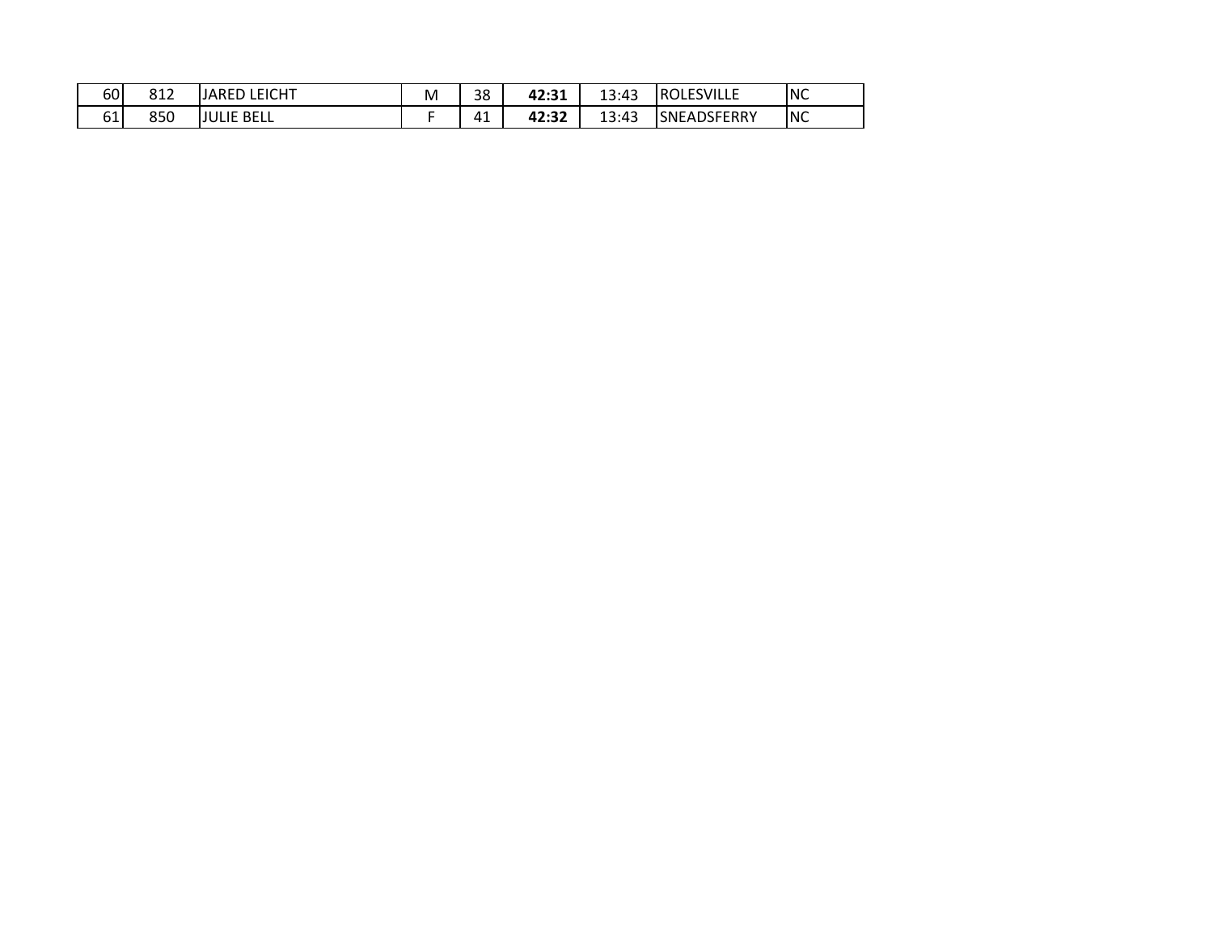| | | | | | | | | |
|---|---|---|---|---|---|---|---|---|
| 60 | 812 | JARED LEICHT | M | 38 | **42:31** | 13:43 | ROLESVILLE | NC |
| 61 | 850 | JULIE BELL | F | 41 | **42:32** | 13:43 | SNEADSFERRY | NC |